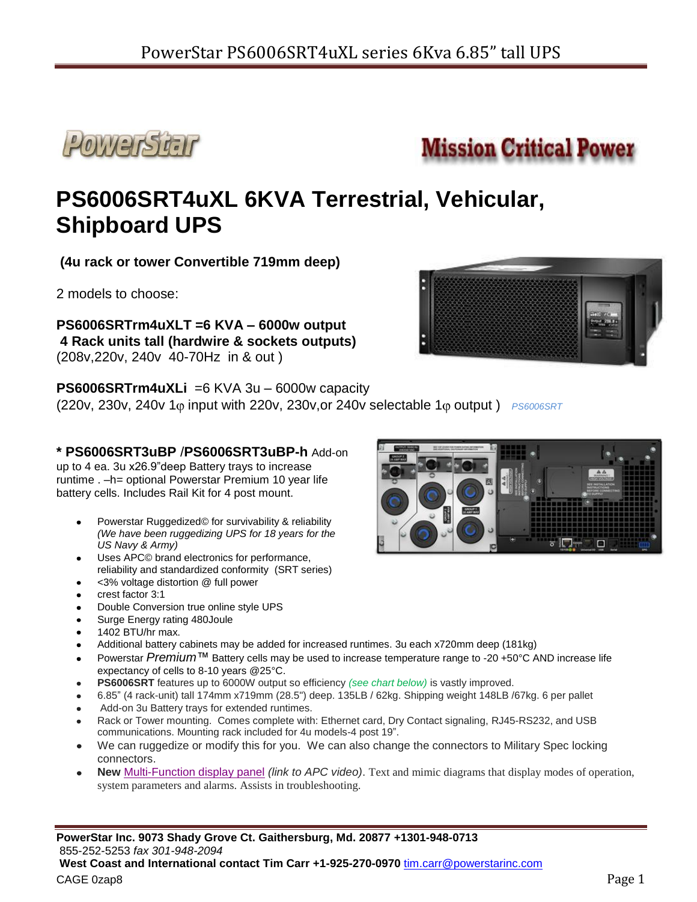PowerStar Mission Critical Power

# PS6006SRT4uXL 6KVA Terrestrial, Vehicular, Shipboard UPS

**(4u rack or tower Convertible 719mm deep)**

2 models to choose:

**PS6006SRTrm4uXLT =6 KVA – 6000w output**
**4 Rack units tall (hardwire & sockets outputs)**
(208v,220v, 240v 40-70Hz in & out )

**PS6006SRTrm4uXLi** =6 KVA 3u – 6000w capacity
(220v, 230v, 240v 1φ input with 220v, 230v,or 240v selectable 1φ output ) *PS6006SRT*

**\* PS6006SRT3uBP** /**PS6006SRT3uBP-h** Add-on up to 4 ea. 3u x26.9"deep Battery trays to increase runtime . –h= optional Powerstar Premium 10 year life battery cells. Includes Rail Kit for 4 post mount.

- Powerstar Ruggedized© for survivability & reliability *(We have been ruggedizing UPS for 18 years for the US Navy & Army)*
- Uses APC© brand electronics for performance, reliability and standardized conformity (SRT series)
- <3% voltage distortion @ full power
- crest factor 3:1
- Double Conversion true online style UPS
- Surge Energy rating 480Joule
- 1402 BTU/hr max.
- Additional battery cabinets may be added for increased runtimes. 3u each x720mm deep (181kg)
- Powerstar *Premium*™ Battery cells may be used to increase temperature range to -20 +50°C AND increase life expectancy of cells to 8-10 years @25°C.
- **PS6006SRT** features up to 6000W output so efficiency *(see chart below)* is vastly improved.
- 6.85" (4 rack-unit) tall 174mm x719mm (28.5") deep. 135LB / 62kg. Shipping weight 148LB /67kg. 6 per pallet
- Add-on 3u Battery trays for extended runtimes.
- Rack or Tower mounting. Comes complete with: Ethernet card, Dry Contact signaling, RJ45-RS232, and USB communications. Mounting rack included for 4u models-4 post 19".
- We can ruggedize or modify this for you. We can also change the connectors to Military Spec locking connectors.
- **New** Multi-Function display panel *(link to APC video)*. Text and mimic diagrams that display modes of operation, system parameters and alarms. Assists in troubleshooting.

**PowerStar Inc. 9073 Shady Grove Ct. Gaithersburg, Md. 20877 +1301-948-0713**
855-252-5253 *fax 301-948-2094*
**West Coast and International contact Tim Carr +1-925-270-0970** tim.carr@powerstarinc.com
CAGE 0zap8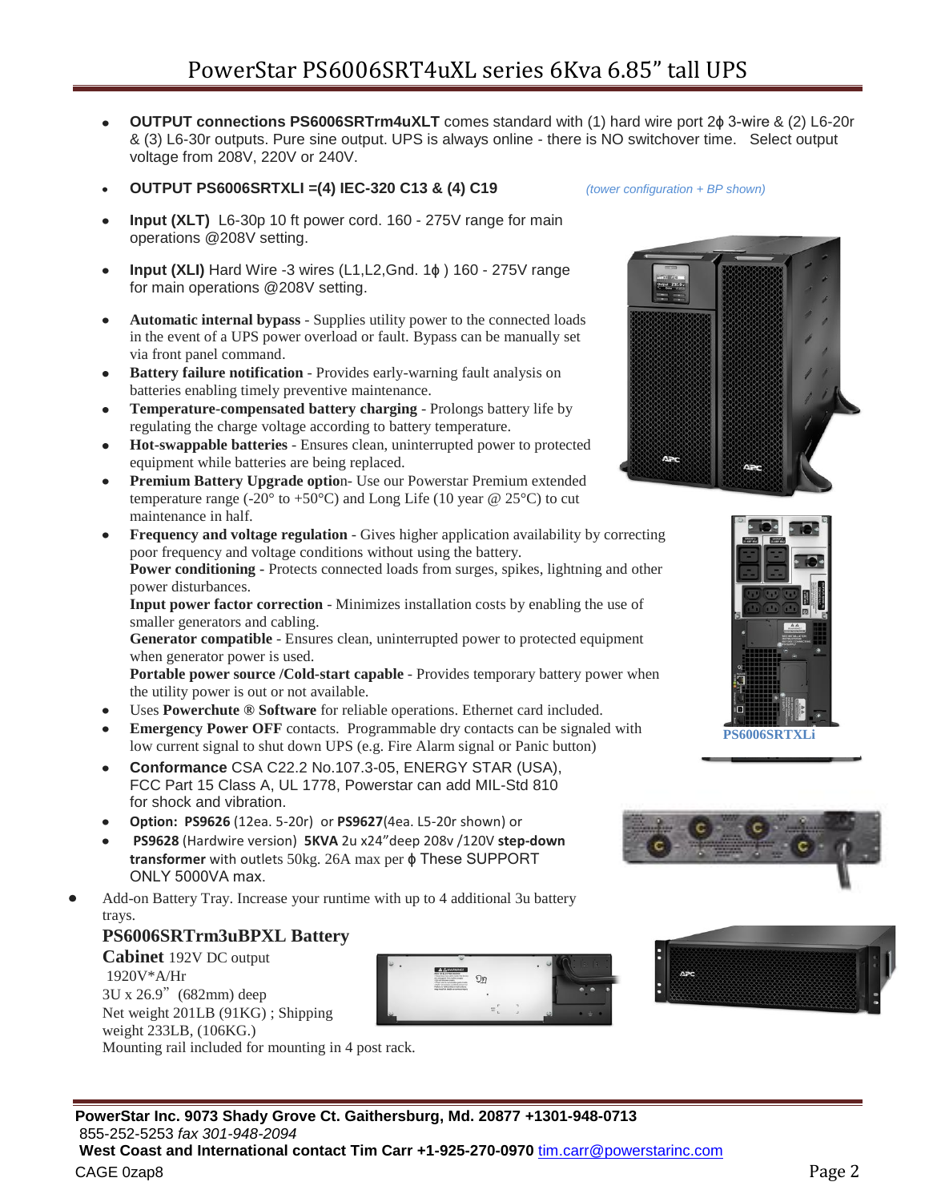# PowerStar PS6006SRT4uXL series 6Kva 6.85" tall UPS

- **OUTPUT connections PS6006SRTrm4uXLT** comes standard with (1) hard wire port 2ϕ 3-wire & (2) L6-20r & (3) L6-30r outputs. Pure sine output. UPS is always online - there is NO switchover time. Select output voltage from 208V, 220V or 240V.
- **OUTPUT PS6006SRTXLI =(4) IEC-320 C13 & (4) C19**

*(tower configuration + BP shown)*

- **Input (XLT)** L6-30p 10 ft power cord. 160 - 275V range for main operations @208V setting.
- **Input (XLI)** Hard Wire -3 wires (L1,L2,Gnd. 1ϕ ) 160 - 275V range for main operations @208V setting.
- **Automatic internal bypass** - Supplies utility power to the connected loads in the event of a UPS power overload or fault. Bypass can be manually set via front panel command.
- **Battery failure notification** - Provides early-warning fault analysis on batteries enabling timely preventive maintenance.
- **Temperature-compensated battery charging** - Prolongs battery life by regulating the charge voltage according to battery temperature.
- **Hot-swappable batteries** - Ensures clean, uninterrupted power to protected equipment while batteries are being replaced.
- **Premium Battery Upgrade optio**n- Use our Powerstar Premium extended temperature range (-20° to +50°C) and Long Life (10 year @ 25°C) to cut maintenance in half.
- **Frequency and voltage regulation** - Gives higher application availability by correcting poor frequency and voltage conditions without using the battery.
  **Power conditioning -** Protects connected loads from surges, spikes, lightning and other power disturbances.
  **Input power factor correction** - Minimizes installation costs by enabling the use of smaller generators and cabling.
  **Generator compatible** - Ensures clean, uninterrupted power to protected equipment when generator power is used.
  **Portable power source /Cold-start capable** - Provides temporary battery power when the utility power is out or not available.
- Uses **Powerchute ® Software** for reliable operations. Ethernet card included.
- **Emergency Power OFF** contacts. Programmable dry contacts can be signaled with low current signal to shut down UPS (e.g. Fire Alarm signal or Panic button)
- **Conformance** CSA C22.2 No.107.3-05, ENERGY STAR (USA), FCC Part 15 Class A, UL 1778, Powerstar can add MIL-Std 810 for shock and vibration.
- **Option: PS9626** (12ea. 5-20r) or **PS9627**(4ea. L5-20r shown) or
- **PS9628** (Hardwire version) **5KVA** 2u x24"deep 208v /120V **step-down transformer** with outlets 50kg. 26A max per ϕ These SUPPORT ONLY 5000VA max.

**PS6006SRTXLi**

- Add-on Battery Tray. Increase your runtime with up to 4 additional 3u battery trays.

## PS6006SRTrm3uBPXL Battery Cabinet

**Cabinet** 192V DC output
1920V*A/Hr
3U x 26.9" (682mm) deep
Net weight 201LB (91KG) ; Shipping weight 233LB, (106KG.)
Mounting rail included for mounting in 4 post rack.

**PowerStar Inc. 9073 Shady Grove Ct. Gaithersburg, Md. 20877 +1301-948-0713**
855-252-5253 *fax 301-948-2094*
**West Coast and International contact Tim Carr +1-925-270-0970** tim.carr@powerstarinc.com
CAGE 0zap8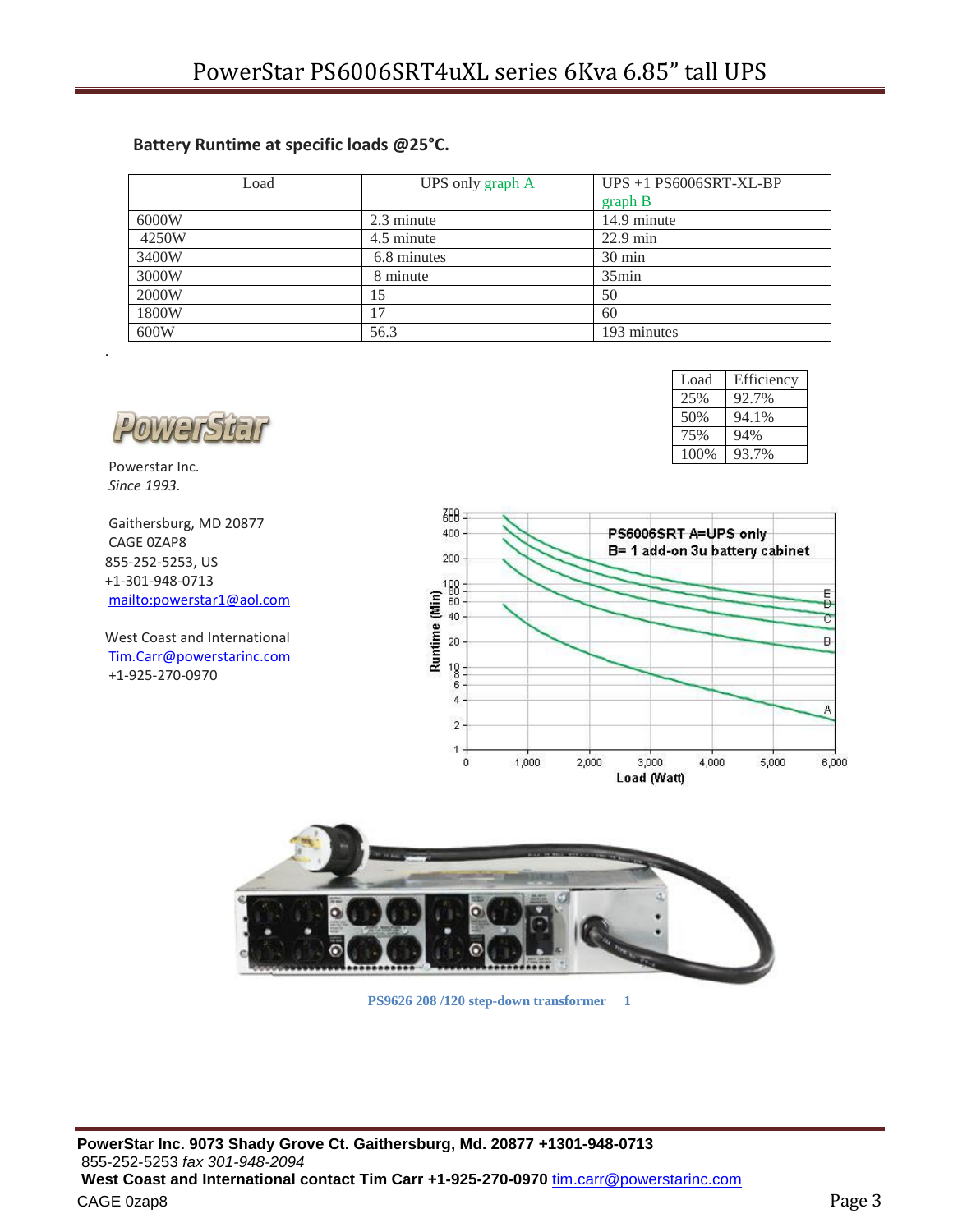# PowerStar PS6006SRT4uXL series 6Kva 6.85" tall UPS

### Battery Runtime at specific loads @25°C.

| Load | UPS only graph A | UPS +1 PS6006SRT-XL-BP graph B |
|---|---|---|
| 6000W | 2.3 minute | 14.9 minute |
| 4250W | 4.5 minute | 22.9 min |
| 3400W | 6.8 minutes | 30 min |
| 3000W | 8 minute | 35min |
| 2000W | 15 | 50 |
| 1800W | 17 | 60 |
| 600W | 56.3 | 193 minutes |

.

| Load | Efficiency |
|---|---|
| 25% | 92.7% |
| 50% | 94.1% |
| 75% | 94% |
| 100% | 93.7% |

PowerStar

Powerstar Inc.
*Since 1993*.

Gaithersburg, MD 20877
CAGE 0ZAP8
855-252-5253, US
+1-301-948-0713
mailto:powerstar1@aol.com

West Coast and International
Tim.Carr@powerstarinc.com
+1-925-270-0970

PS6006SRT A=UPS only
B= 1 add-on 3u battery cabinet

Runtime (Min)

700
600
400
200
100
80
60
40
20
10
8
6
4
2
1

E
D
C
B
A

0
1,000
2,000
3,000
4,000
5,000
6,000

Load (Watt)

PS9626 208 /120 step-down transformer 1

**PowerStar Inc. 9073 Shady Grove Ct. Gaithersburg, Md. 20877 +1301-948-0713**
855-252-5253 *fax 301-948-2094*
**West Coast and International contact Tim Carr +1-925-270-0970** tim.carr@powerstarinc.com
CAGE 0zap8